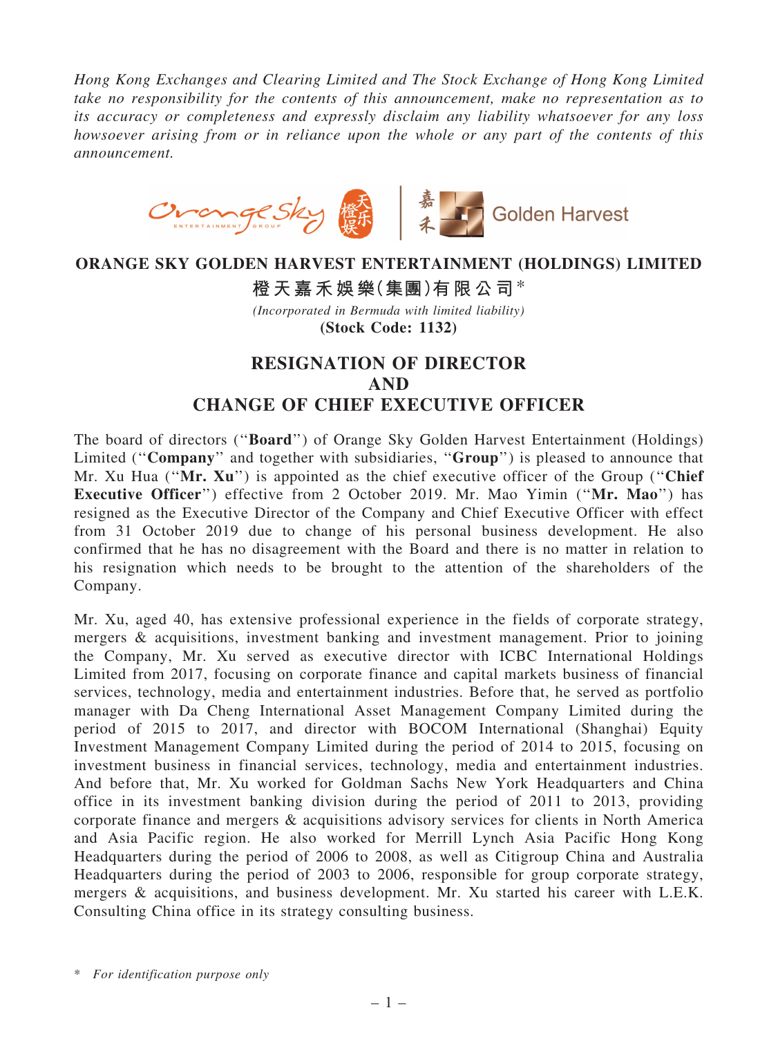*Hong Kong Exchanges and Clearing Limited and The Stock Exchange of Hong Kong Limited take no responsibility for the contents of this announcement, make no representation as to its accuracy or completeness and expressly disclaim any liability whatsoever for any loss howsoever arising from or in reliance upon the whole or any part of the contents of this announcement.*

# ORANGE SKY GOLDEN HARVEST ENTERTAINMENT (HOLDINGS) LIMITED

## 橙天嘉禾娛樂(集團)有限公司*

*(Incorporated in Bermuda with limited liability)*

**(Stock Code: 1132)**

# RESIGNATION OF DIRECTOR AND CHANGE OF CHIEF EXECUTIVE OFFICER

The board of directors (''**Board**'') of Orange Sky Golden Harvest Entertainment (Holdings) Limited (''**Company**'' and together with subsidiaries, ''**Group**'') is pleased to announce that Mr. Xu Hua (''**Mr. Xu**'') is appointed as the chief executive officer of the Group (''**Chief Executive Officer**'') effective from 2 October 2019. Mr. Mao Yimin (''**Mr. Mao**'') has resigned as the Executive Director of the Company and Chief Executive Officer with effect from 31 October 2019 due to change of his personal business development. He also confirmed that he has no disagreement with the Board and there is no matter in relation to his resignation which needs to be brought to the attention of the shareholders of the Company.

Mr. Xu, aged 40, has extensive professional experience in the fields of corporate strategy, mergers & acquisitions, investment banking and investment management. Prior to joining the Company, Mr. Xu served as executive director with ICBC International Holdings Limited from 2017, focusing on corporate finance and capital markets business of financial services, technology, media and entertainment industries. Before that, he served as portfolio manager with Da Cheng International Asset Management Company Limited during the period of 2015 to 2017, and director with BOCOM International (Shanghai) Equity Investment Management Company Limited during the period of 2014 to 2015, focusing on investment business in financial services, technology, media and entertainment industries. And before that, Mr. Xu worked for Goldman Sachs New York Headquarters and China office in its investment banking division during the period of 2011 to 2013, providing corporate finance and mergers & acquisitions advisory services for clients in North America and Asia Pacific region. He also worked for Merrill Lynch Asia Pacific Hong Kong Headquarters during the period of 2006 to 2008, as well as Citigroup China and Australia Headquarters during the period of 2003 to 2006, responsible for group corporate strategy, mergers & acquisitions, and business development. Mr. Xu started his career with L.E.K. Consulting China office in its strategy consulting business.

\* *For identification purpose only*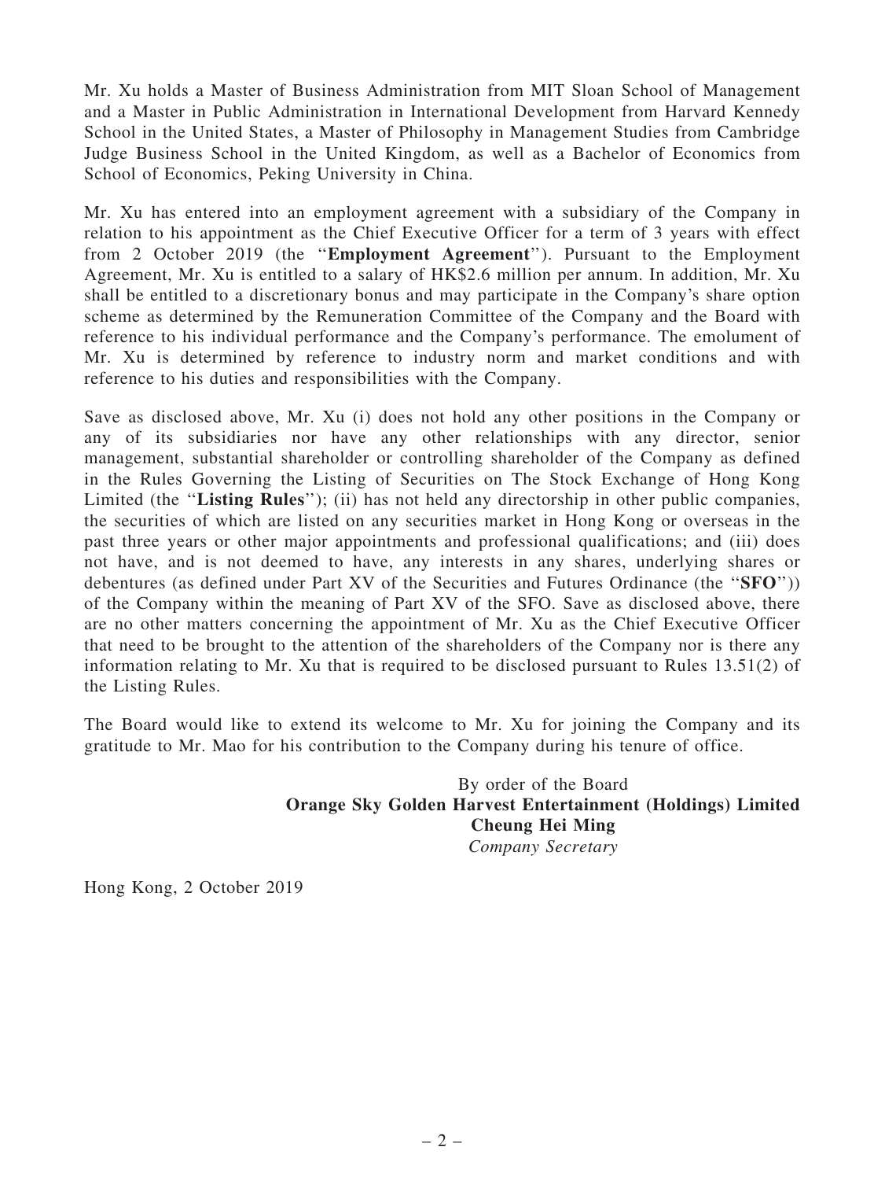Mr. Xu holds a Master of Business Administration from MIT Sloan School of Management and a Master in Public Administration in International Development from Harvard Kennedy School in the United States, a Master of Philosophy in Management Studies from Cambridge Judge Business School in the United Kingdom, as well as a Bachelor of Economics from School of Economics, Peking University in China.

Mr. Xu has entered into an employment agreement with a subsidiary of the Company in relation to his appointment as the Chief Executive Officer for a term of 3 years with effect from 2 October 2019 (the "**Employment Agreement**"). Pursuant to the Employment Agreement, Mr. Xu is entitled to a salary of HK$2.6 million per annum. In addition, Mr. Xu shall be entitled to a discretionary bonus and may participate in the Company's share option scheme as determined by the Remuneration Committee of the Company and the Board with reference to his individual performance and the Company's performance. The emolument of Mr. Xu is determined by reference to industry norm and market conditions and with reference to his duties and responsibilities with the Company.

Save as disclosed above, Mr. Xu (i) does not hold any other positions in the Company or any of its subsidiaries nor have any other relationships with any director, senior management, substantial shareholder or controlling shareholder of the Company as defined in the Rules Governing the Listing of Securities on The Stock Exchange of Hong Kong Limited (the "**Listing Rules**"); (ii) has not held any directorship in other public companies, the securities of which are listed on any securities market in Hong Kong or overseas in the past three years or other major appointments and professional qualifications; and (iii) does not have, and is not deemed to have, any interests in any shares, underlying shares or debentures (as defined under Part XV of the Securities and Futures Ordinance (the "**SFO**")) of the Company within the meaning of Part XV of the SFO. Save as disclosed above, there are no other matters concerning the appointment of Mr. Xu as the Chief Executive Officer that need to be brought to the attention of the shareholders of the Company nor is there any information relating to Mr. Xu that is required to be disclosed pursuant to Rules 13.51(2) of the Listing Rules.

The Board would like to extend its welcome to Mr. Xu for joining the Company and its gratitude to Mr. Mao for his contribution to the Company during his tenure of office.

By order of the Board
**Orange Sky Golden Harvest Entertainment (Holdings) Limited**
**Cheung Hei Ming**
*Company Secretary*

Hong Kong, 2 October 2019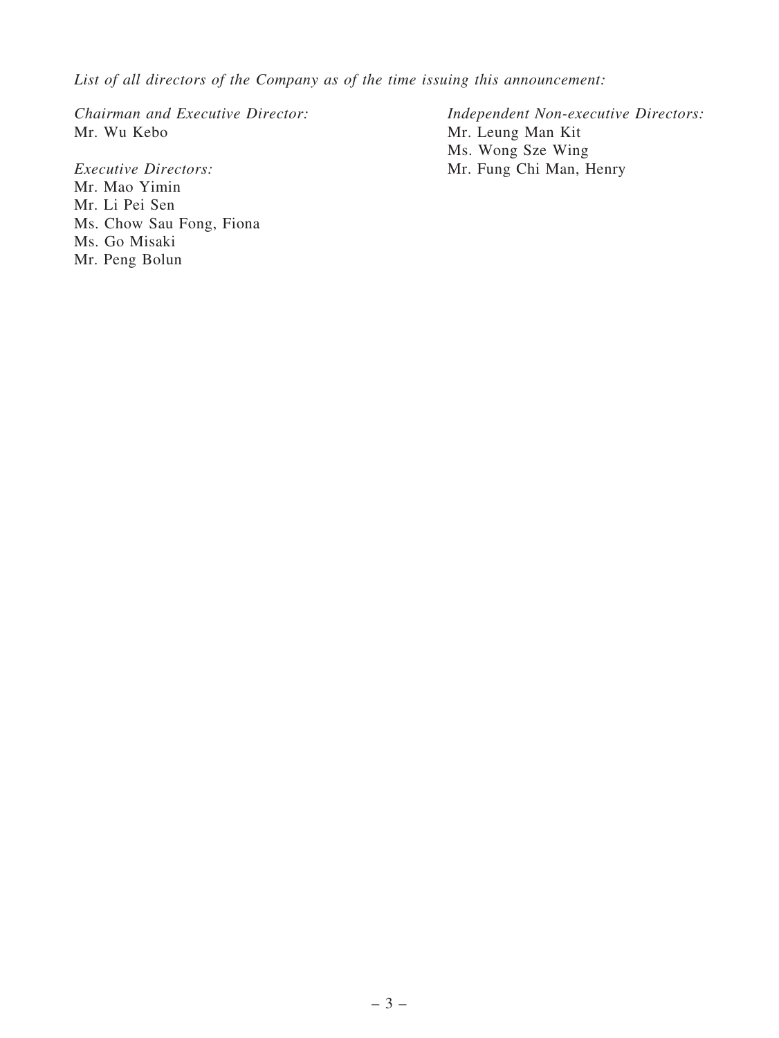*List of all directors of the Company as of the time issuing this announcement:*

*Chairman and Executive Director:*
Mr. Wu Kebo

*Executive Directors:*
Mr. Mao Yimin
Mr. Li Pei Sen
Ms. Chow Sau Fong, Fiona
Ms. Go Misaki
Mr. Peng Bolun

*Independent Non-executive Directors:*
Mr. Leung Man Kit
Ms. Wong Sze Wing
Mr. Fung Chi Man, Henry